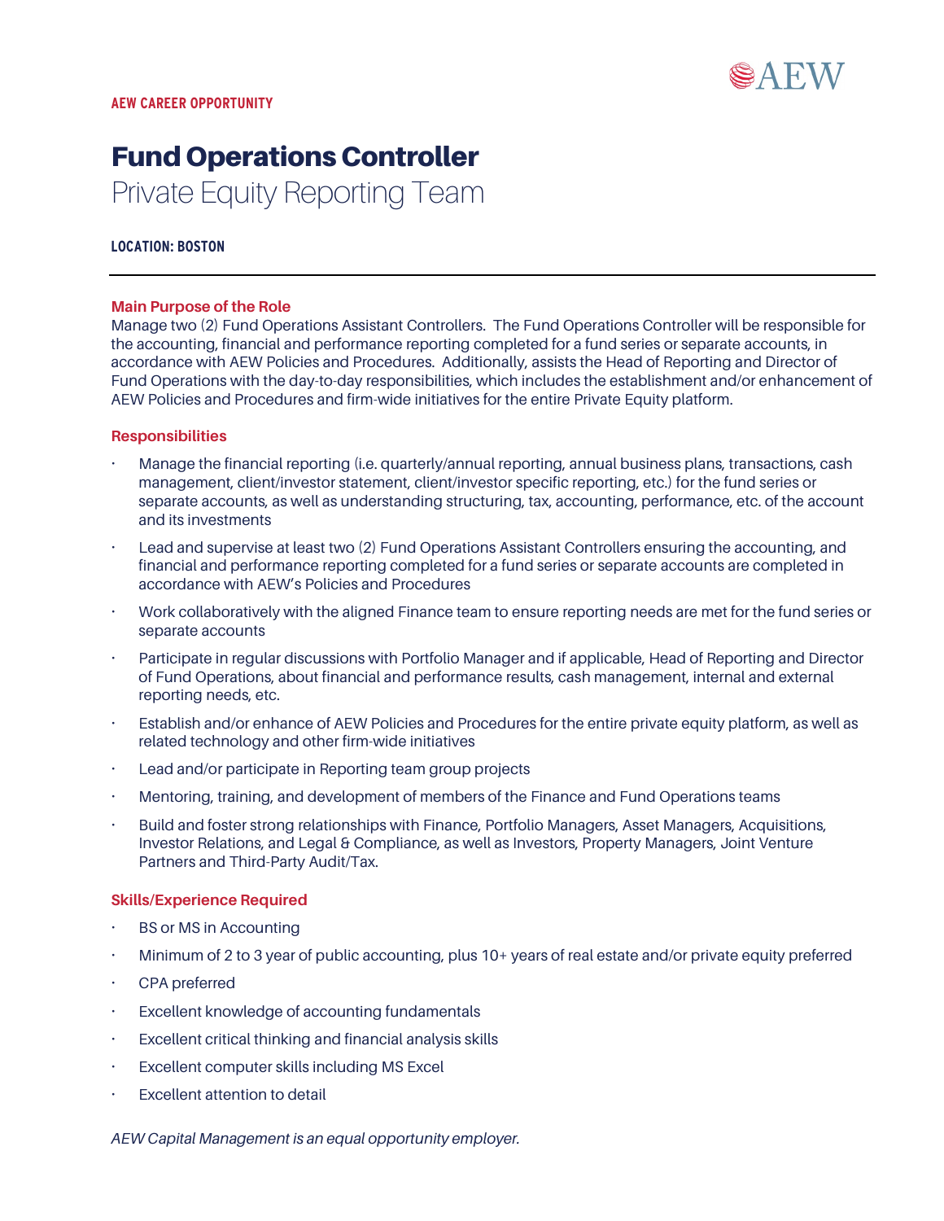AEW

**AEW CAREER OPPORTUNITY**

# Fund Operations Controller

## Private Equity Reporting Team

**LOCATION: BOSTON**

---

### Main Purpose of the Role

Manage two (2) Fund Operations Assistant Controllers. The Fund Operations Controller will be responsible for the accounting, financial and performance reporting completed for a fund series or separate accounts, in accordance with AEW Policies and Procedures. Additionally, assists the Head of Reporting and Director of Fund Operations with the day-to-day responsibilities, which includes the establishment and/or enhancement of AEW Policies and Procedures and firm-wide initiatives for the entire Private Equity platform.

### Responsibilities

- Manage the financial reporting (i.e. quarterly/annual reporting, annual business plans, transactions, cash management, client/investor statement, client/investor specific reporting, etc.) for the fund series or separate accounts, as well as understanding structuring, tax, accounting, performance, etc. of the account and its investments
- Lead and supervise at least two (2) Fund Operations Assistant Controllers ensuring the accounting, and financial and performance reporting completed for a fund series or separate accounts are completed in accordance with AEW's Policies and Procedures
- Work collaboratively with the aligned Finance team to ensure reporting needs are met for the fund series or separate accounts
- Participate in regular discussions with Portfolio Manager and if applicable, Head of Reporting and Director of Fund Operations, about financial and performance results, cash management, internal and external reporting needs, etc.
- Establish and/or enhance of AEW Policies and Procedures for the entire private equity platform, as well as related technology and other firm-wide initiatives
- Lead and/or participate in Reporting team group projects
- Mentoring, training, and development of members of the Finance and Fund Operations teams
- Build and foster strong relationships with Finance, Portfolio Managers, Asset Managers, Acquisitions, Investor Relations, and Legal & Compliance, as well as Investors, Property Managers, Joint Venture Partners and Third-Party Audit/Tax.

### Skills/Experience Required

- BS or MS in Accounting
- Minimum of 2 to 3 year of public accounting, plus 10+ years of real estate and/or private equity preferred
- CPA preferred
- Excellent knowledge of accounting fundamentals
- Excellent critical thinking and financial analysis skills
- Excellent computer skills including MS Excel
- Excellent attention to detail

*AEW Capital Management is an equal opportunity employer.*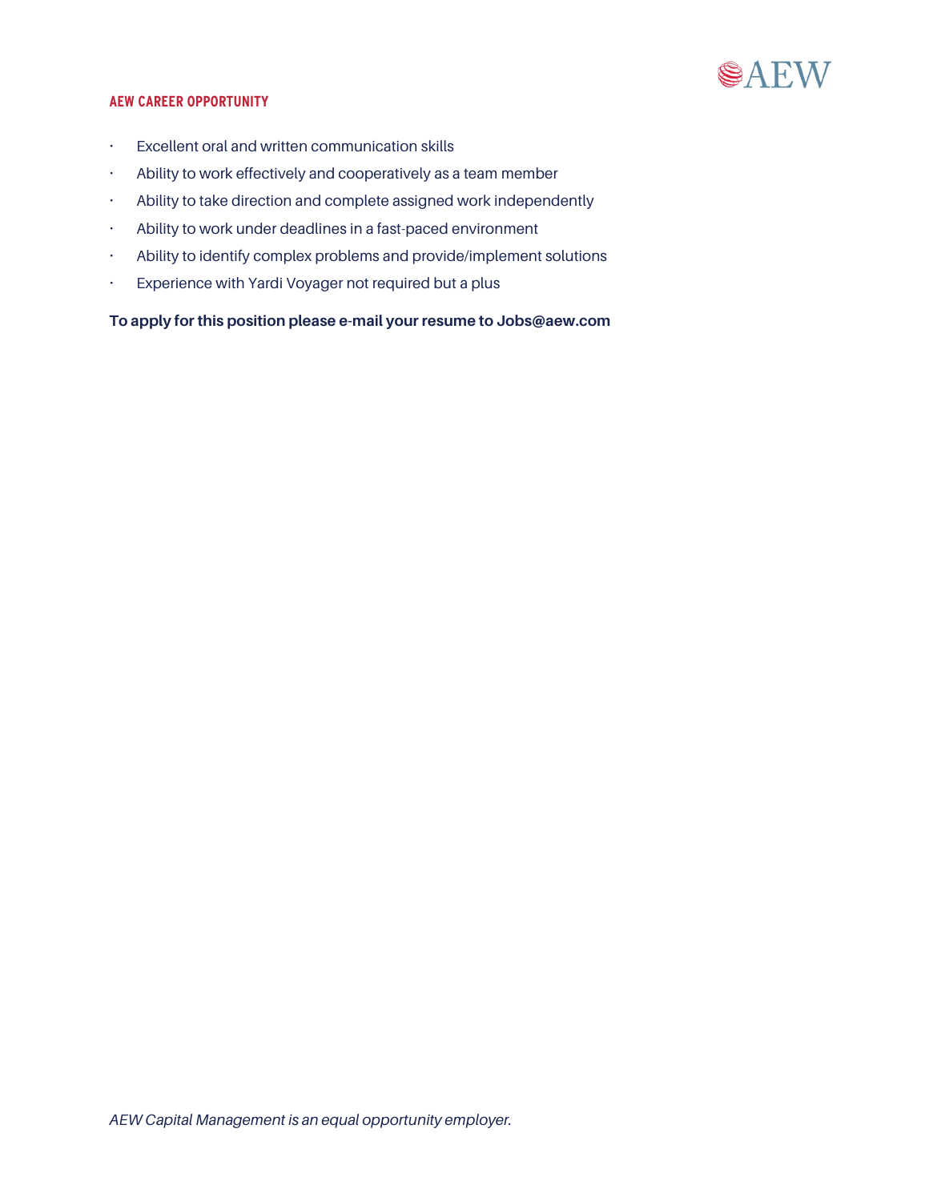**AEW CAREER OPPORTUNITY**

- Excellent oral and written communication skills
- Ability to work effectively and cooperatively as a team member
- Ability to take direction and complete assigned work independently
- Ability to work under deadlines in a fast-paced environment
- Ability to identify complex problems and provide/implement solutions
- Experience with Yardi Voyager not required but a plus

**To apply for this position please e-mail your resume to Jobs@aew.com**

*AEW Capital Management is an equal opportunity employer.*